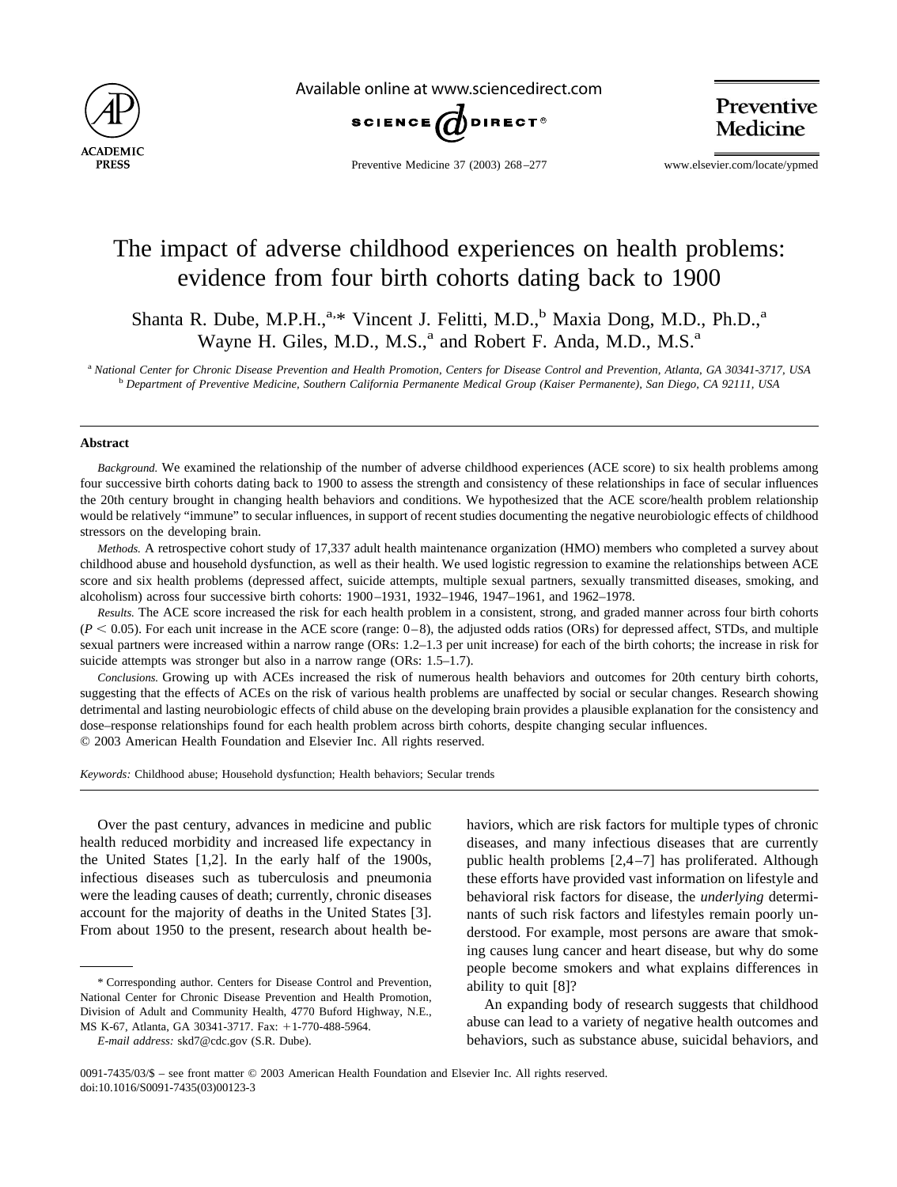# The impact of adverse childhood experiences on health problems: evidence from four birth cohorts dating back to 1900

Shanta R. Dube, M.P.H.,[a,*] Vincent J. Felitti, M.D.,[b] Maxia Dong, M.D., Ph.D.,[a] Wayne H. Giles, M.D., M.S.,[a] and Robert F. Anda, M.D., M.S.[a]

[a] National Center for Chronic Disease Prevention and Health Promotion, Centers for Disease Control and Prevention, Atlanta, GA 30341-3717, USA

[b] Department of Preventive Medicine, Southern California Permanente Medical Group (Kaiser Permanente), San Diego, CA 92111, USA

## Abstract

*Background.* We examined the relationship of the number of adverse childhood experiences (ACE score) to six health problems among four successive birth cohorts dating back to 1900 to assess the strength and consistency of these relationships in face of secular influences the 20th century brought in changing health behaviors and conditions. We hypothesized that the ACE score/health problem relationship would be relatively "immune" to secular influences, in support of recent studies documenting the negative neurobiologic effects of childhood stressors on the developing brain.

*Methods.* A retrospective cohort study of 17,337 adult health maintenance organization (HMO) members who completed a survey about childhood abuse and household dysfunction, as well as their health. We used logistic regression to examine the relationships between ACE score and six health problems (depressed affect, suicide attempts, multiple sexual partners, sexually transmitted diseases, smoking, and alcoholism) across four successive birth cohorts: 1900–1931, 1932–1946, 1947–1961, and 1962–1978.

*Results.* The ACE score increased the risk for each health problem in a consistent, strong, and graded manner across four birth cohorts ($P < 0.05$). For each unit increase in the ACE score (range: 0–8), the adjusted odds ratios (ORs) for depressed affect, STDs, and multiple sexual partners were increased within a narrow range (ORs: 1.2–1.3 per unit increase) for each of the birth cohorts; the increase in risk for suicide attempts was stronger but also in a narrow range (ORs: 1.5–1.7).

*Conclusions.* Growing up with ACEs increased the risk of numerous health behaviors and outcomes for 20th century birth cohorts, suggesting that the effects of ACEs on the risk of various health problems are unaffected by social or secular changes. Research showing detrimental and lasting neurobiologic effects of child abuse on the developing brain provides a plausible explanation for the consistency and dose–response relationships found for each health problem across birth cohorts, despite changing secular influences.

© 2003 American Health Foundation and Elsevier Inc. All rights reserved.

*Keywords:* Childhood abuse; Household dysfunction; Health behaviors; Secular trends

Over the past century, advances in medicine and public health reduced morbidity and increased life expectancy in the United States [1,2]. In the early half of the 1900s, infectious diseases such as tuberculosis and pneumonia were the leading causes of death; currently, chronic diseases account for the majority of deaths in the United States [3]. From about 1950 to the present, research about health behaviors, which are risk factors for multiple types of chronic diseases, and many infectious diseases that are currently public health problems [2,4–7] has proliferated. Although these efforts have provided vast information on lifestyle and behavioral risk factors for disease, the *underlying* determinants of such risk factors and lifestyles remain poorly understood. For example, most persons are aware that smoking causes lung cancer and heart disease, but why do some people become smokers and what explains differences in ability to quit [8]?

An expanding body of research suggests that childhood abuse can lead to a variety of negative health outcomes and behaviors, such as substance abuse, suicidal behaviors, and

\* Corresponding author. Centers for Disease Control and Prevention, National Center for Chronic Disease Prevention and Health Promotion, Division of Adult and Community Health, 4770 Buford Highway, N.E., MS K-67, Atlanta, GA 30341-3717. Fax: +1-770-488-5964.

*E-mail address:* skd7@cdc.gov (S.R. Dube).

0091-7435/03/$ – see front matter © 2003 American Health Foundation and Elsevier Inc. All rights reserved.
doi:10.1016/S0091-7435(03)00123-3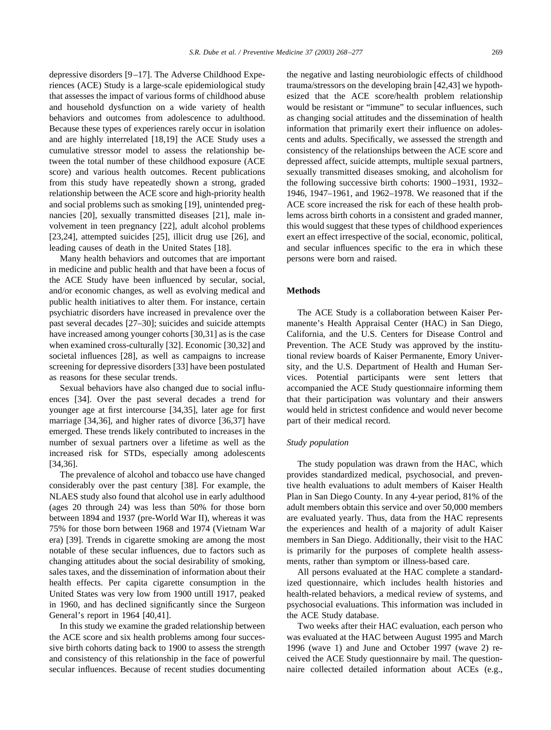depressive disorders [9–17]. The Adverse Childhood Experiences (ACE) Study is a large-scale epidemiological study that assesses the impact of various forms of childhood abuse and household dysfunction on a wide variety of health behaviors and outcomes from adolescence to adulthood. Because these types of experiences rarely occur in isolation and are highly interrelated [18,19] the ACE Study uses a cumulative stressor model to assess the relationship between the total number of these childhood exposure (ACE score) and various health outcomes. Recent publications from this study have repeatedly shown a strong, graded relationship between the ACE score and high-priority health and social problems such as smoking [19], unintended pregnancies [20], sexually transmitted diseases [21], male involvement in teen pregnancy [22], adult alcohol problems [23,24], attempted suicides [25], illicit drug use [26], and leading causes of death in the United States [18].

Many health behaviors and outcomes that are important in medicine and public health and that have been a focus of the ACE Study have been influenced by secular, social, and/or economic changes, as well as evolving medical and public health initiatives to alter them. For instance, certain psychiatric disorders have increased in prevalence over the past several decades [27–30]; suicides and suicide attempts have increased among younger cohorts [30,31] as is the case when examined cross-culturally [32]. Economic [30,32] and societal influences [28], as well as campaigns to increase screening for depressive disorders [33] have been postulated as reasons for these secular trends.

Sexual behaviors have also changed due to social influences [34]. Over the past several decades a trend for younger age at first intercourse [34,35], later age for first marriage [34,36], and higher rates of divorce [36,37] have emerged. These trends likely contributed to increases in the number of sexual partners over a lifetime as well as the increased risk for STDs, especially among adolescents [34,36].

The prevalence of alcohol and tobacco use have changed considerably over the past century [38]. For example, the NLAES study also found that alcohol use in early adulthood (ages 20 through 24) was less than 50% for those born between 1894 and 1937 (pre-World War II), whereas it was 75% for those born between 1968 and 1974 (Vietnam War era) [39]. Trends in cigarette smoking are among the most notable of these secular influences, due to factors such as changing attitudes about the social desirability of smoking, sales taxes, and the dissemination of information about their health effects. Per capita cigarette consumption in the United States was very low from 1900 untill 1917, peaked in 1960, and has declined significantly since the Surgeon General's report in 1964 [40,41].

In this study we examine the graded relationship between the ACE score and six health problems among four successive birth cohorts dating back to 1900 to assess the strength and consistency of this relationship in the face of powerful secular influences. Because of recent studies documenting the negative and lasting neurobiologic effects of childhood trauma/stressors on the developing brain [42,43] we hypothesized that the ACE score/health problem relationship would be resistant or "immune" to secular influences, such as changing social attitudes and the dissemination of health information that primarily exert their influence on adolescents and adults. Specifically, we assessed the strength and consistency of the relationships between the ACE score and depressed affect, suicide attempts, multiple sexual partners, sexually transmitted diseases smoking, and alcoholism for the following successive birth cohorts: 1900–1931, 1932–1946, 1947–1961, and 1962–1978. We reasoned that if the ACE score increased the risk for each of these health problems across birth cohorts in a consistent and graded manner, this would suggest that these types of childhood experiences exert an effect irrespective of the social, economic, political, and secular influences specific to the era in which these persons were born and raised.

## Methods

The ACE Study is a collaboration between Kaiser Permanente's Health Appraisal Center (HAC) in San Diego, California, and the U.S. Centers for Disease Control and Prevention. The ACE Study was approved by the institutional review boards of Kaiser Permanente, Emory University, and the U.S. Department of Health and Human Services. Potential participants were sent letters that accompanied the ACE Study questionnaire informing them that their participation was voluntary and their answers would held in strictest confidence and would never become part of their medical record.

### *Study population*

The study population was drawn from the HAC, which provides standardized medical, psychosocial, and preventive health evaluations to adult members of Kaiser Health Plan in San Diego County. In any 4-year period, 81% of the adult members obtain this service and over 50,000 members are evaluated yearly. Thus, data from the HAC represents the experiences and health of a majority of adult Kaiser members in San Diego. Additionally, their visit to the HAC is primarily for the purposes of complete health assessments, rather than symptom or illness-based care.

All persons evaluated at the HAC complete a standardized questionnaire, which includes health histories and health-related behaviors, a medical review of systems, and psychosocial evaluations. This information was included in the ACE Study database.

Two weeks after their HAC evaluation, each person who was evaluated at the HAC between August 1995 and March 1996 (wave 1) and June and October 1997 (wave 2) received the ACE Study questionnaire by mail. The questionnaire collected detailed information about ACEs (e.g.,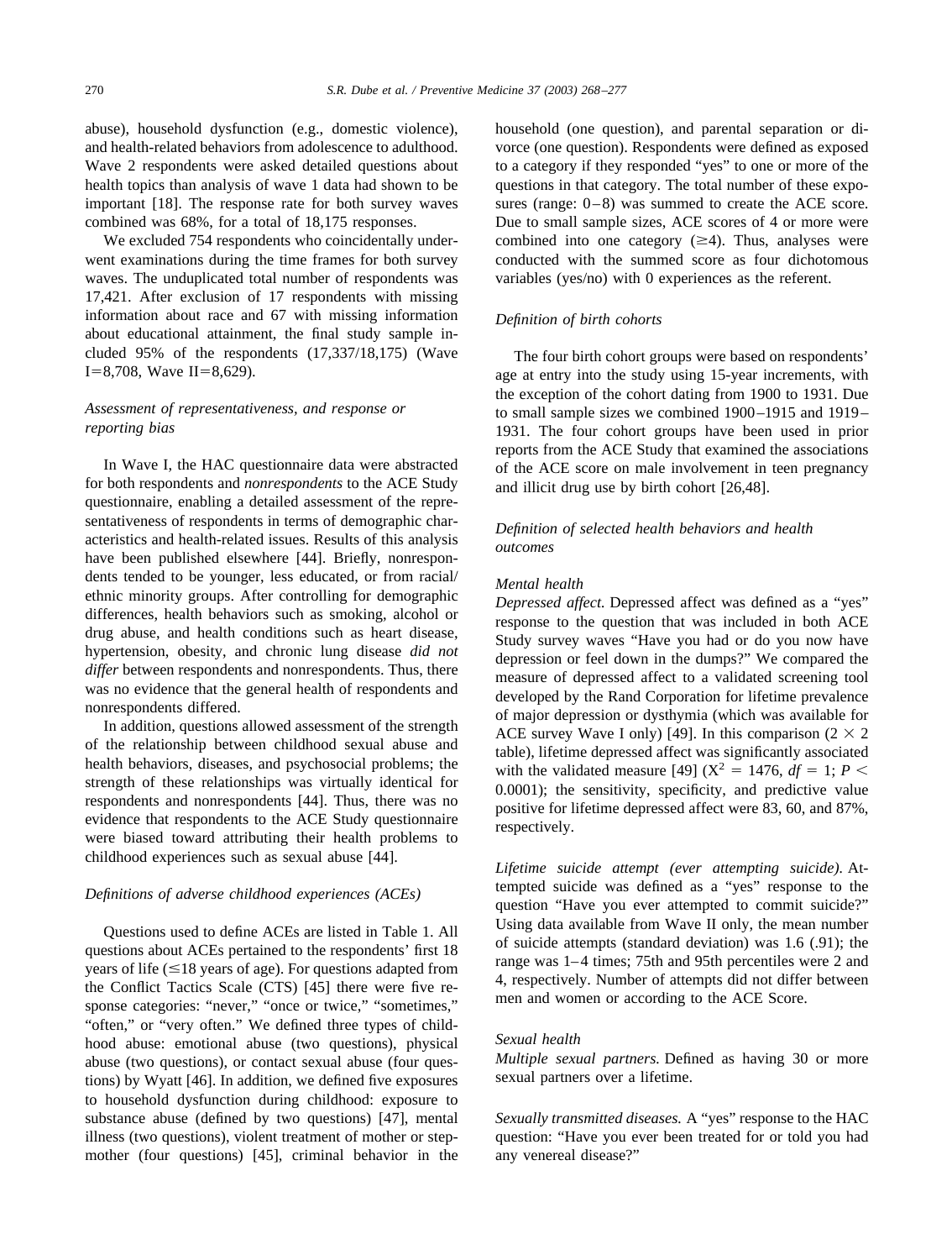abuse), household dysfunction (e.g., domestic violence), and health-related behaviors from adolescence to adulthood. Wave 2 respondents were asked detailed questions about health topics than analysis of wave 1 data had shown to be important [18]. The response rate for both survey waves combined was 68%, for a total of 18,175 responses.

We excluded 754 respondents who coincidentally underwent examinations during the time frames for both survey waves. The unduplicated total number of respondents was 17,421. After exclusion of 17 respondents with missing information about race and 67 with missing information about educational attainment, the final study sample included 95% of the respondents (17,337/18,175) (Wave I=8,708, Wave II=8,629).

### *Assessment of representativeness, and response or reporting bias*

In Wave I, the HAC questionnaire data were abstracted for both respondents and *nonrespondents* to the ACE Study questionnaire, enabling a detailed assessment of the representativeness of respondents in terms of demographic characteristics and health-related issues. Results of this analysis have been published elsewhere [44]. Briefly, nonrespondents tended to be younger, less educated, or from racial/ethnic minority groups. After controlling for demographic differences, health behaviors such as smoking, alcohol or drug abuse, and health conditions such as heart disease, hypertension, obesity, and chronic lung disease *did not differ* between respondents and nonrespondents. Thus, there was no evidence that the general health of respondents and nonrespondents differed.

In addition, questions allowed assessment of the strength of the relationship between childhood sexual abuse and health behaviors, diseases, and psychosocial problems; the strength of these relationships was virtually identical for respondents and nonrespondents [44]. Thus, there was no evidence that respondents to the ACE Study questionnaire were biased toward attributing their health problems to childhood experiences such as sexual abuse [44].

### *Definitions of adverse childhood experiences (ACEs)*

Questions used to define ACEs are listed in Table 1. All questions about ACEs pertained to the respondents' first 18 years of life (≤18 years of age). For questions adapted from the Conflict Tactics Scale (CTS) [45] there were five response categories: "never," "once or twice," "sometimes," "often," or "very often." We defined three types of childhood abuse: emotional abuse (two questions), physical abuse (two questions), or contact sexual abuse (four questions) by Wyatt [46]. In addition, we defined five exposures to household dysfunction during childhood: exposure to substance abuse (defined by two questions) [47], mental illness (two questions), violent treatment of mother or stepmother (four questions) [45], criminal behavior in the household (one question), and parental separation or divorce (one question). Respondents were defined as exposed to a category if they responded "yes" to one or more of the questions in that category. The total number of these exposures (range: 0–8) was summed to create the ACE score. Due to small sample sizes, ACE scores of 4 or more were combined into one category (≥4). Thus, analyses were conducted with the summed score as four dichotomous variables (yes/no) with 0 experiences as the referent.

### *Definition of birth cohorts*

The four birth cohort groups were based on respondents' age at entry into the study using 15-year increments, with the exception of the cohort dating from 1900 to 1931. Due to small sample sizes we combined 1900–1915 and 1919–1931. The four cohort groups have been used in prior reports from the ACE Study that examined the associations of the ACE score on male involvement in teen pregnancy and illicit drug use by birth cohort [26,48].

### *Definition of selected health behaviors and health outcomes*

#### *Mental health*

*Depressed affect.* Depressed affect was defined as a "yes" response to the question that was included in both ACE Study survey waves "Have you had or do you now have depression or feel down in the dumps?" We compared the measure of depressed affect to a validated screening tool developed by the Rand Corporation for lifetime prevalence of major depression or dysthymia (which was available for ACE survey Wave I only) [49]. In this comparison ($2 \times 2$ table), lifetime depressed affect was significantly associated with the validated measure [49] ($X^2 = 1476$, $df = 1$; $P < 0.0001$); the sensitivity, specificity, and predictive value positive for lifetime depressed affect were 83, 60, and 87%, respectively.

*Lifetime suicide attempt (ever attempting suicide).* Attempted suicide was defined as a "yes" response to the question "Have you ever attempted to commit suicide?" Using data available from Wave II only, the mean number of suicide attempts (standard deviation) was 1.6 (.91); the range was 1–4 times; 75th and 95th percentiles were 2 and 4, respectively. Number of attempts did not differ between men and women or according to the ACE Score.

#### *Sexual health*

*Multiple sexual partners.* Defined as having 30 or more sexual partners over a lifetime.

*Sexually transmitted diseases.* A "yes" response to the HAC question: "Have you ever been treated for or told you had any venereal disease?"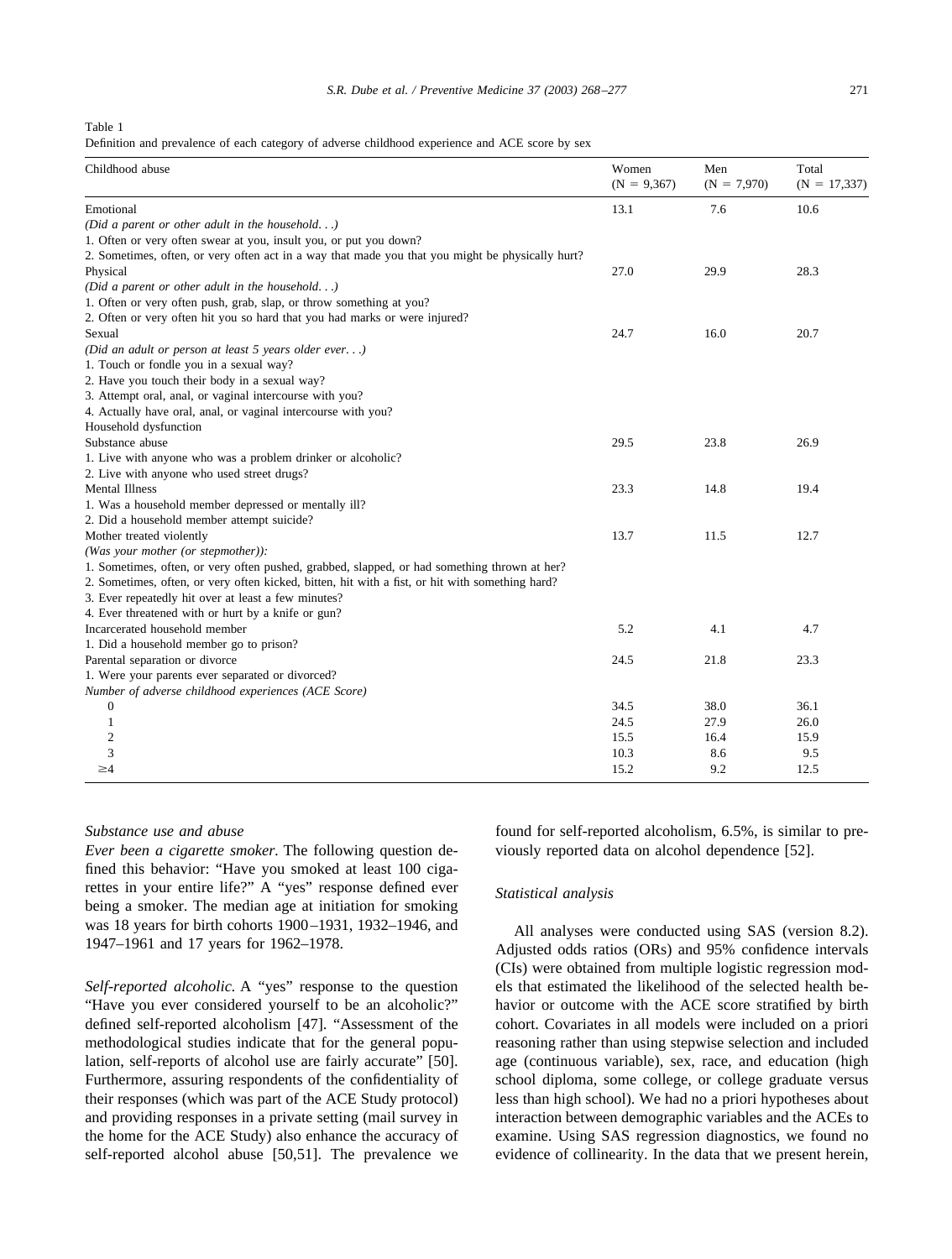Table 1
Definition and prevalence of each category of adverse childhood experience and ACE score by sex

| Childhood abuse | Women (N = 9,367) | Men (N = 7,970) | Total (N = 17,337) |
|---|---|---|---|
| Emotional | 13.1 | 7.6 | 10.6 |
| *(Did a parent or other adult in the household. . .)* | | | |
| 1. Often or very often swear at you, insult you, or put you down? | | | |
| 2. Sometimes, often, or very often act in a way that made you that you might be physically hurt? | | | |
| Physical | 27.0 | 29.9 | 28.3 |
| *(Did a parent or other adult in the household. . .)* | | | |
| 1. Often or very often push, grab, slap, or throw something at you? | | | |
| 2. Often or very often hit you so hard that you had marks or were injured? | | | |
| Sexual | 24.7 | 16.0 | 20.7 |
| *(Did an adult or person at least 5 years older ever. . .)* | | | |
| 1. Touch or fondle you in a sexual way? | | | |
| 2. Have you touch their body in a sexual way? | | | |
| 3. Attempt oral, anal, or vaginal intercourse with you? | | | |
| 4. Actually have oral, anal, or vaginal intercourse with you? | | | |
| Household dysfunction | | | |
| Substance abuse | 29.5 | 23.8 | 26.9 |
| 1. Live with anyone who was a problem drinker or alcoholic? | | | |
| 2. Live with anyone who used street drugs? | | | |
| Mental Illness | 23.3 | 14.8 | 19.4 |
| 1. Was a household member depressed or mentally ill? | | | |
| 2. Did a household member attempt suicide? | | | |
| Mother treated violently | 13.7 | 11.5 | 12.7 |
| *(Was your mother (or stepmother)):* | | | |
| 1. Sometimes, often, or very often pushed, grabbed, slapped, or had something thrown at her? | | | |
| 2. Sometimes, often, or very often kicked, bitten, hit with a fist, or hit with something hard? | | | |
| 3. Ever repeatedly hit over at least a few minutes? | | | |
| 4. Ever threatened with or hurt by a knife or gun? | | | |
| Incarcerated household member | 5.2 | 4.1 | 4.7 |
| 1. Did a household member go to prison? | | | |
| Parental separation or divorce | 24.5 | 21.8 | 23.3 |
| 1. Were your parents ever separated or divorced? | | | |
| *Number of adverse childhood experiences (ACE Score)* | | | |
| 0 | 34.5 | 38.0 | 36.1 |
| 1 | 24.5 | 27.9 | 26.0 |
| 2 | 15.5 | 16.4 | 15.9 |
| 3 | 10.3 | 8.6 | 9.5 |
| ≥4 | 15.2 | 9.2 | 12.5 |

### *Substance use and abuse*

*Ever been a cigarette smoker.* The following question defined this behavior: "Have you smoked at least 100 cigarettes in your entire life?" A "yes" response defined ever being a smoker. The median age at initiation for smoking was 18 years for birth cohorts 1900–1931, 1932–1946, and 1947–1961 and 17 years for 1962–1978.

*Self-reported alcoholic.* A "yes" response to the question "Have you ever considered yourself to be an alcoholic?" defined self-reported alcoholism [47]. "Assessment of the methodological studies indicate that for the general population, self-reports of alcohol use are fairly accurate" [50]. Furthermore, assuring respondents of the confidentiality of their responses (which was part of the ACE Study protocol) and providing responses in a private setting (mail survey in the home for the ACE Study) also enhance the accuracy of self-reported alcohol abuse [50,51]. The prevalence we found for self-reported alcoholism, 6.5%, is similar to previously reported data on alcohol dependence [52].

### *Statistical analysis*

All analyses were conducted using SAS (version 8.2). Adjusted odds ratios (ORs) and 95% confidence intervals (CIs) were obtained from multiple logistic regression models that estimated the likelihood of the selected health behavior or outcome with the ACE score stratified by birth cohort. Covariates in all models were included on a priori reasoning rather than using stepwise selection and included age (continuous variable), sex, race, and education (high school diploma, some college, or college graduate versus less than high school). We had no a priori hypotheses about interaction between demographic variables and the ACEs to examine. Using SAS regression diagnostics, we found no evidence of collinearity. In the data that we present herein,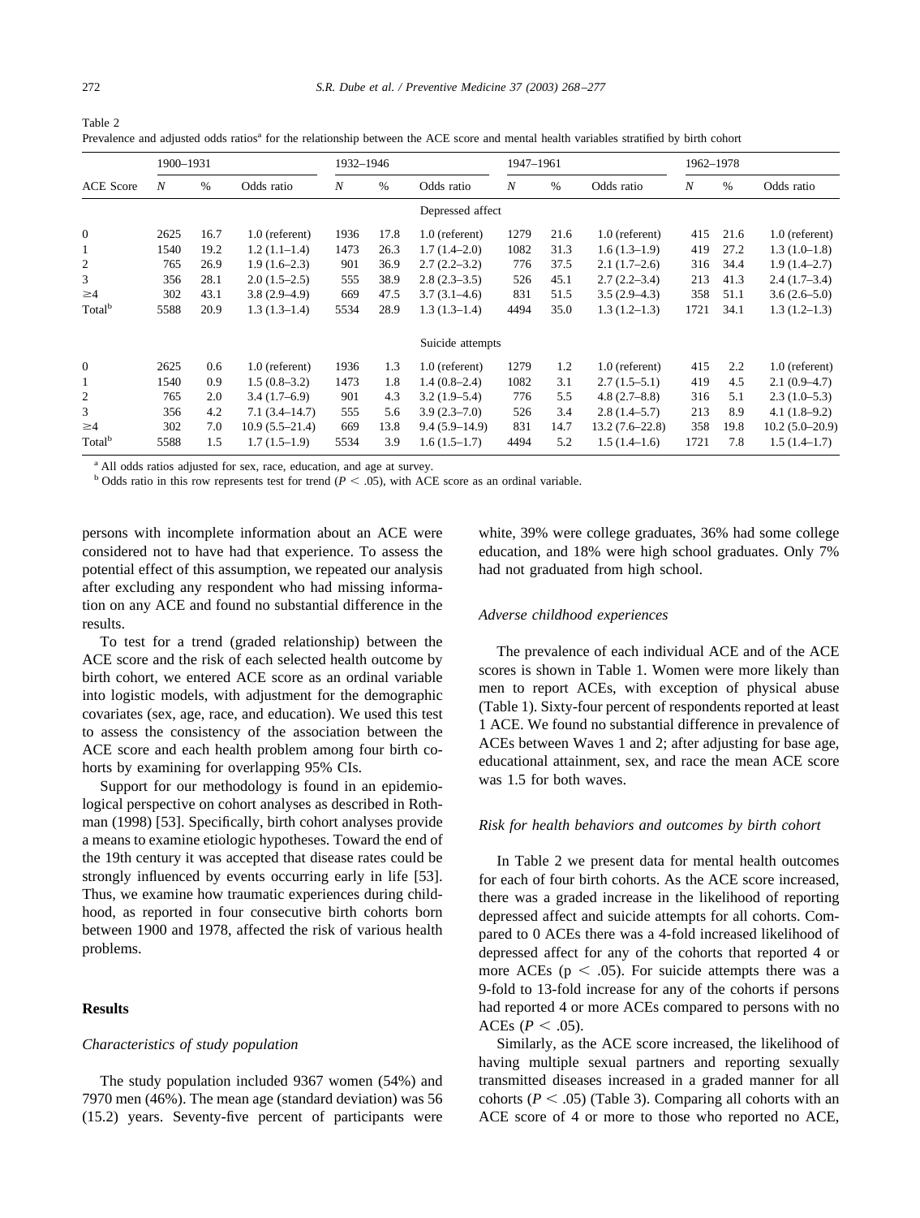Table 2
Prevalence and adjusted odds ratios[a] for the relationship between the ACE score and mental health variables stratified by birth cohort

| ACE Score | 1900–1931 | | | 1932–1946 | | | 1947–1961 | | | 1962–1978 | | |
|---|---|---|---|---|---|---|---|---|---|---|---|---|
| | *N* | % | Odds ratio | *N* | % | Odds ratio | *N* | % | Odds ratio | *N* | % | Odds ratio |
| | | | | | | Depressed affect | | | | | | |
| 0 | 2625 | 16.7 | 1.0 (referent) | 1936 | 17.8 | 1.0 (referent) | 1279 | 21.6 | 1.0 (referent) | 415 | 21.6 | 1.0 (referent) |
| 1 | 1540 | 19.2 | 1.2 (1.1–1.4) | 1473 | 26.3 | 1.7 (1.4–2.0) | 1082 | 31.3 | 1.6 (1.3–1.9) | 419 | 27.2 | 1.3 (1.0–1.8) |
| 2 | 765 | 26.9 | 1.9 (1.6–2.3) | 901 | 36.9 | 2.7 (2.2–3.2) | 776 | 37.5 | 2.1 (1.7–2.6) | 316 | 34.4 | 1.9 (1.4–2.7) |
| 3 | 356 | 28.1 | 2.0 (1.5–2.5) | 555 | 38.9 | 2.8 (2.3–3.5) | 526 | 45.1 | 2.7 (2.2–3.4) | 213 | 41.3 | 2.4 (1.7–3.4) |
| ≥4 | 302 | 43.1 | 3.8 (2.9–4.9) | 669 | 47.5 | 3.7 (3.1–4.6) | 831 | 51.5 | 3.5 (2.9–4.3) | 358 | 51.1 | 3.6 (2.6–5.0) |
| Total[b] | 5588 | 20.9 | 1.3 (1.3–1.4) | 5534 | 28.9 | 1.3 (1.3–1.4) | 4494 | 35.0 | 1.3 (1.2–1.3) | 1721 | 34.1 | 1.3 (1.2–1.3) |
| | | | | | | Suicide attempts | | | | | | |
| 0 | 2625 | 0.6 | 1.0 (referent) | 1936 | 1.3 | 1.0 (referent) | 1279 | 1.2 | 1.0 (referent) | 415 | 2.2 | 1.0 (referent) |
| 1 | 1540 | 0.9 | 1.5 (0.8–3.2) | 1473 | 1.8 | 1.4 (0.8–2.4) | 1082 | 3.1 | 2.7 (1.5–5.1) | 419 | 4.5 | 2.1 (0.9–4.7) |
| 2 | 765 | 2.0 | 3.4 (1.7–6.9) | 901 | 4.3 | 3.2 (1.9–5.4) | 776 | 5.5 | 4.8 (2.7–8.8) | 316 | 5.1 | 2.3 (1.0–5.3) |
| 3 | 356 | 4.2 | 7.1 (3.4–14.7) | 555 | 5.6 | 3.9 (2.3–7.0) | 526 | 3.4 | 2.8 (1.4–5.7) | 213 | 8.9 | 4.1 (1.8–9.2) |
| ≥4 | 302 | 7.0 | 10.9 (5.5–21.4) | 669 | 13.8 | 9.4 (5.9–14.9) | 831 | 14.7 | 13.2 (7.6–22.8) | 358 | 19.8 | 10.2 (5.0–20.9) |
| Total[b] | 5588 | 1.5 | 1.7 (1.5–1.9) | 5534 | 3.9 | 1.6 (1.5–1.7) | 4494 | 5.2 | 1.5 (1.4–1.6) | 1721 | 7.8 | 1.5 (1.4–1.7) |

[a] All odds ratios adjusted for sex, race, education, and age at survey.
[b] Odds ratio in this row represents test for trend ($P < .05$), with ACE score as an ordinal variable.

persons with incomplete information about an ACE were considered not to have had that experience. To assess the potential effect of this assumption, we repeated our analysis after excluding any respondent who had missing information on any ACE and found no substantial difference in the results.

To test for a trend (graded relationship) between the ACE score and the risk of each selected health outcome by birth cohort, we entered ACE score as an ordinal variable into logistic models, with adjustment for the demographic covariates (sex, age, race, and education). We used this test to assess the consistency of the association between the ACE score and each health problem among four birth cohorts by examining for overlapping 95% CIs.

Support for our methodology is found in an epidemiological perspective on cohort analyses as described in Rothman (1998) [53]. Specifically, birth cohort analyses provide a means to examine etiologic hypotheses. Toward the end of the 19th century it was accepted that disease rates could be strongly influenced by events occurring early in life [53]. Thus, we examine how traumatic experiences during childhood, as reported in four consecutive birth cohorts born between 1900 and 1978, affected the risk of various health problems.

## Results

### *Characteristics of study population*

The study population included 9367 women (54%) and 7970 men (46%). The mean age (standard deviation) was 56 (15.2) years. Seventy-five percent of participants were white, 39% were college graduates, 36% had some college education, and 18% were high school graduates. Only 7% had not graduated from high school.

### *Adverse childhood experiences*

The prevalence of each individual ACE and of the ACE scores is shown in Table 1. Women were more likely than men to report ACEs, with exception of physical abuse (Table 1). Sixty-four percent of respondents reported at least 1 ACE. We found no substantial difference in prevalence of ACEs between Waves 1 and 2; after adjusting for base age, educational attainment, sex, and race the mean ACE score was 1.5 for both waves.

### *Risk for health behaviors and outcomes by birth cohort*

In Table 2 we present data for mental health outcomes for each of four birth cohorts. As the ACE score increased, there was a graded increase in the likelihood of reporting depressed affect and suicide attempts for all cohorts. Compared to 0 ACEs there was a 4-fold increased likelihood of depressed affect for any of the cohorts that reported 4 or more ACEs ($p < .05$). For suicide attempts there was a 9-fold to 13-fold increase for any of the cohorts if persons had reported 4 or more ACEs compared to persons with no ACEs ($P < .05$).

Similarly, as the ACE score increased, the likelihood of having multiple sexual partners and reporting sexually transmitted diseases increased in a graded manner for all cohorts ($P < .05$) (Table 3). Comparing all cohorts with an ACE score of 4 or more to those who reported no ACE,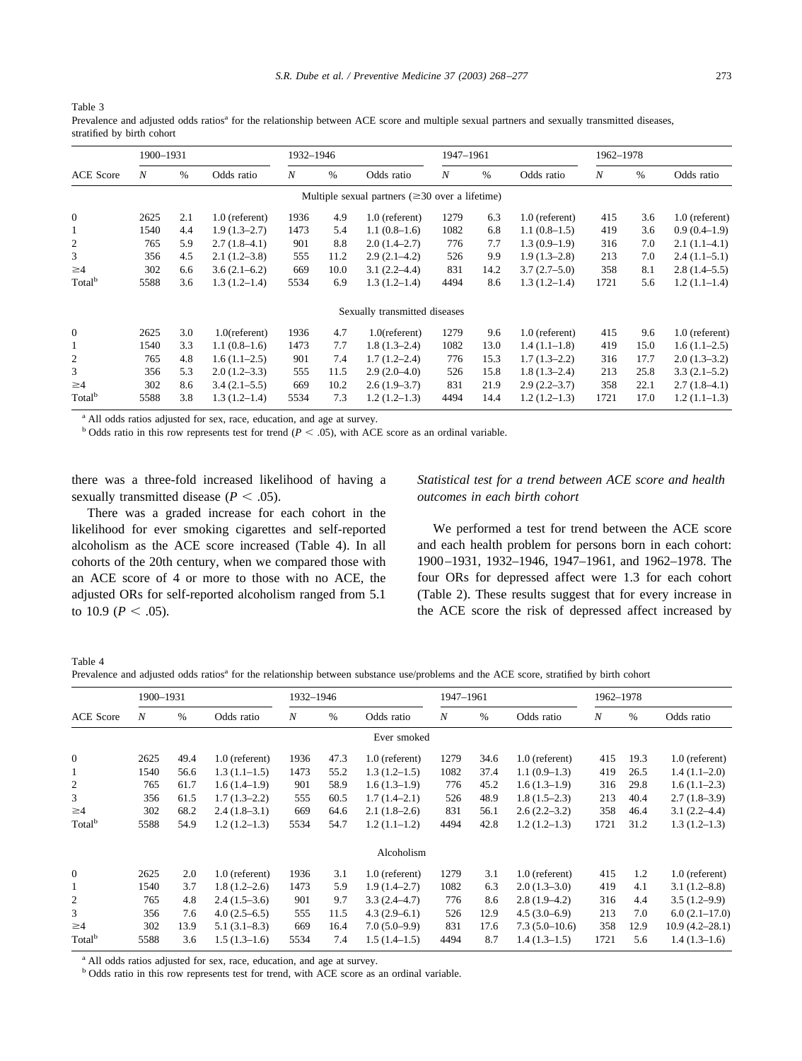Table 3
Prevalence and adjusted odds ratios[a] for the relationship between ACE score and multiple sexual partners and sexually transmitted diseases, stratified by birth cohort

| ACE Score | 1900–1931 | | | 1932–1946 | | | 1947–1961 | | | 1962–1978 | | |
|---|---|---|---|---|---|---|---|---|---|---|---|---|
| | *N* | % | Odds ratio | *N* | % | Odds ratio | *N* | % | Odds ratio | *N* | % | Odds ratio |
| | | | | | | Multiple sexual partners (≥30 over a lifetime) | | | | | | |
| 0 | 2625 | 2.1 | 1.0 (referent) | 1936 | 4.9 | 1.0 (referent) | 1279 | 6.3 | 1.0 (referent) | 415 | 3.6 | 1.0 (referent) |
| 1 | 1540 | 4.4 | 1.9 (1.3–2.7) | 1473 | 5.4 | 1.1 (0.8–1.6) | 1082 | 6.8 | 1.1 (0.8–1.5) | 419 | 3.6 | 0.9 (0.4–1.9) |
| 2 | 765 | 5.9 | 2.7 (1.8–4.1) | 901 | 8.8 | 2.0 (1.4–2.7) | 776 | 7.7 | 1.3 (0.9–1.9) | 316 | 7.0 | 2.1 (1.1–4.1) |
| 3 | 356 | 4.5 | 2.1 (1.2–3.8) | 555 | 11.2 | 2.9 (2.1–4.2) | 526 | 9.9 | 1.9 (1.3–2.8) | 213 | 7.0 | 2.4 (1.1–5.1) |
| ≥4 | 302 | 6.6 | 3.6 (2.1–6.2) | 669 | 10.0 | 3.1 (2.2–4.4) | 831 | 14.2 | 3.7 (2.7–5.0) | 358 | 8.1 | 2.8 (1.4–5.5) |
| Total[b] | 5588 | 3.6 | 1.3 (1.2–1.4) | 5534 | 6.9 | 1.3 (1.2–1.4) | 4494 | 8.6 | 1.3 (1.2–1.4) | 1721 | 5.6 | 1.2 (1.1–1.4) |
| | | | | | | Sexually transmitted diseases | | | | | | |
| 0 | 2625 | 3.0 | 1.0(referent) | 1936 | 4.7 | 1.0(referent) | 1279 | 9.6 | 1.0 (referent) | 415 | 9.6 | 1.0 (referent) |
| 1 | 1540 | 3.3 | 1.1 (0.8–1.6) | 1473 | 7.7 | 1.8 (1.3–2.4) | 1082 | 13.0 | 1.4 (1.1–1.8) | 419 | 15.0 | 1.6 (1.1–2.5) |
| 2 | 765 | 4.8 | 1.6 (1.1–2.5) | 901 | 7.4 | 1.7 (1.2–2.4) | 776 | 15.3 | 1.7 (1.3–2.2) | 316 | 17.7 | 2.0 (1.3–3.2) |
| 3 | 356 | 5.3 | 2.0 (1.2–3.3) | 555 | 11.5 | 2.9 (2.0–4.0) | 526 | 15.8 | 1.8 (1.3–2.4) | 213 | 25.8 | 3.3 (2.1–5.2) |
| ≥4 | 302 | 8.6 | 3.4 (2.1–5.5) | 669 | 10.2 | 2.6 (1.9–3.7) | 831 | 21.9 | 2.9 (2.2–3.7) | 358 | 22.1 | 2.7 (1.8–4.1) |
| Total[b] | 5588 | 3.8 | 1.3 (1.2–1.4) | 5534 | 7.3 | 1.2 (1.2–1.3) | 4494 | 14.4 | 1.2 (1.2–1.3) | 1721 | 17.0 | 1.2 (1.1–1.3) |

[a] All odds ratios adjusted for sex, race, education, and age at survey.
[b] Odds ratio in this row represents test for trend ($P < .05$), with ACE score as an ordinal variable.

there was a three-fold increased likelihood of having a sexually transmitted disease ($P < .05$).

There was a graded increase for each cohort in the likelihood for ever smoking cigarettes and self-reported alcoholism as the ACE score increased (Table 4). In all cohorts of the 20th century, when we compared those with an ACE score of 4 or more to those with no ACE, the adjusted ORs for self-reported alcoholism ranged from 5.1 to 10.9 ($P < .05$).

### *Statistical test for a trend between ACE score and health outcomes in each birth cohort*

We performed a test for trend between the ACE score and each health problem for persons born in each cohort: 1900–1931, 1932–1946, 1947–1961, and 1962–1978. The four ORs for depressed affect were 1.3 for each cohort (Table 2). These results suggest that for every increase in the ACE score the risk of depressed affect increased by

Table 4
Prevalence and adjusted odds ratios[a] for the relationship between substance use/problems and the ACE score, stratified by birth cohort

| ACE Score | 1900–1931 | | | 1932–1946 | | | 1947–1961 | | | 1962–1978 | | |
|---|---|---|---|---|---|---|---|---|---|---|---|---|
| | *N* | % | Odds ratio | *N* | % | Odds ratio | *N* | % | Odds ratio | *N* | % | Odds ratio |
| | | | | | | Ever smoked | | | | | | |
| 0 | 2625 | 49.4 | 1.0 (referent) | 1936 | 47.3 | 1.0 (referent) | 1279 | 34.6 | 1.0 (referent) | 415 | 19.3 | 1.0 (referent) |
| 1 | 1540 | 56.6 | 1.3 (1.1–1.5) | 1473 | 55.2 | 1.3 (1.2–1.5) | 1082 | 37.4 | 1.1 (0.9–1.3) | 419 | 26.5 | 1.4 (1.1–2.0) |
| 2 | 765 | 61.7 | 1.6 (1.4–1.9) | 901 | 58.9 | 1.6 (1.3–1.9) | 776 | 45.2 | 1.6 (1.3–1.9) | 316 | 29.8 | 1.6 (1.1–2.3) |
| 3 | 356 | 61.5 | 1.7 (1.3–2.2) | 555 | 60.5 | 1.7 (1.4–2.1) | 526 | 48.9 | 1.8 (1.5–2.3) | 213 | 40.4 | 2.7 (1.8–3.9) |
| ≥4 | 302 | 68.2 | 2.4 (1.8–3.1) | 669 | 64.6 | 2.1 (1.8–2.6) | 831 | 56.1 | 2.6 (2.2–3.2) | 358 | 46.4 | 3.1 (2.2–4.4) |
| Total[b] | 5588 | 54.9 | 1.2 (1.2–1.3) | 5534 | 54.7 | 1.2 (1.1–1.2) | 4494 | 42.8 | 1.2 (1.2–1.3) | 1721 | 31.2 | 1.3 (1.2–1.3) |
| | | | | | | Alcoholism | | | | | | |
| 0 | 2625 | 2.0 | 1.0 (referent) | 1936 | 3.1 | 1.0 (referent) | 1279 | 3.1 | 1.0 (referent) | 415 | 1.2 | 1.0 (referent) |
| 1 | 1540 | 3.7 | 1.8 (1.2–2.6) | 1473 | 5.9 | 1.9 (1.4–2.7) | 1082 | 6.3 | 2.0 (1.3–3.0) | 419 | 4.1 | 3.1 (1.2–8.8) |
| 2 | 765 | 4.8 | 2.4 (1.5–3.6) | 901 | 9.7 | 3.3 (2.4–4.7) | 776 | 8.6 | 2.8 (1.9–4.2) | 316 | 4.4 | 3.5 (1.2–9.9) |
| 3 | 356 | 7.6 | 4.0 (2.5–6.5) | 555 | 11.5 | 4.3 (2.9–6.1) | 526 | 12.9 | 4.5 (3.0–6.9) | 213 | 7.0 | 6.0 (2.1–17.0) |
| ≥4 | 302 | 13.9 | 5.1 (3.1–8.3) | 669 | 16.4 | 7.0 (5.0–9.9) | 831 | 17.6 | 7.3 (5.0–10.6) | 358 | 12.9 | 10.9 (4.2–28.1) |
| Total[b] | 5588 | 3.6 | 1.5 (1.3–1.6) | 5534 | 7.4 | 1.5 (1.4–1.5) | 4494 | 8.7 | 1.4 (1.3–1.5) | 1721 | 5.6 | 1.4 (1.3–1.6) |

[a] All odds ratios adjusted for sex, race, education, and age at survey.
[b] Odds ratio in this row represents test for trend, with ACE score as an ordinal variable.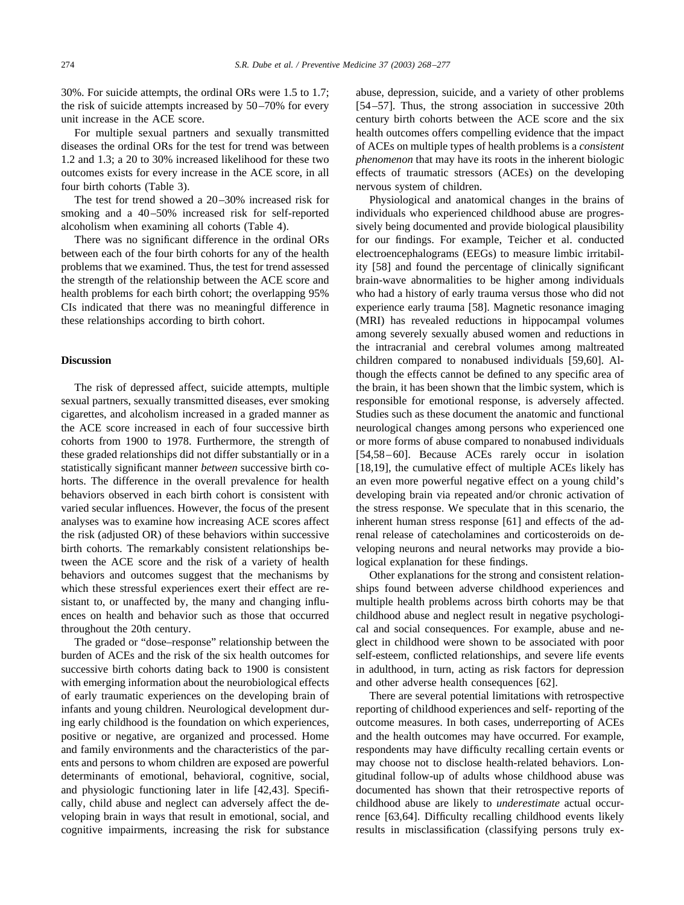30%. For suicide attempts, the ordinal ORs were 1.5 to 1.7; the risk of suicide attempts increased by 50–70% for every unit increase in the ACE score.

For multiple sexual partners and sexually transmitted diseases the ordinal ORs for the test for trend was between 1.2 and 1.3; a 20 to 30% increased likelihood for these two outcomes exists for every increase in the ACE score, in all four birth cohorts (Table 3).

The test for trend showed a 20–30% increased risk for smoking and a 40–50% increased risk for self-reported alcoholism when examining all cohorts (Table 4).

There was no significant difference in the ordinal ORs between each of the four birth cohorts for any of the health problems that we examined. Thus, the test for trend assessed the strength of the relationship between the ACE score and health problems for each birth cohort; the overlapping 95% CIs indicated that there was no meaningful difference in these relationships according to birth cohort.

## Discussion

The risk of depressed affect, suicide attempts, multiple sexual partners, sexually transmitted diseases, ever smoking cigarettes, and alcoholism increased in a graded manner as the ACE score increased in each of four successive birth cohorts from 1900 to 1978. Furthermore, the strength of these graded relationships did not differ substantially or in a statistically significant manner *between* successive birth cohorts. The difference in the overall prevalence for health behaviors observed in each birth cohort is consistent with varied secular influences. However, the focus of the present analyses was to examine how increasing ACE scores affect the risk (adjusted OR) of these behaviors within successive birth cohorts. The remarkably consistent relationships between the ACE score and the risk of a variety of health behaviors and outcomes suggest that the mechanisms by which these stressful experiences exert their effect are resistant to, or unaffected by, the many and changing influences on health and behavior such as those that occurred throughout the 20th century.

The graded or "dose–response" relationship between the burden of ACEs and the risk of the six health outcomes for successive birth cohorts dating back to 1900 is consistent with emerging information about the neurobiological effects of early traumatic experiences on the developing brain of infants and young children. Neurological development during early childhood is the foundation on which experiences, positive or negative, are organized and processed. Home and family environments and the characteristics of the parents and persons to whom children are exposed are powerful determinants of emotional, behavioral, cognitive, social, and physiologic functioning later in life [42,43]. Specifically, child abuse and neglect can adversely affect the developing brain in ways that result in emotional, social, and cognitive impairments, increasing the risk for substance abuse, depression, suicide, and a variety of other problems [54–57]. Thus, the strong association in successive 20th century birth cohorts between the ACE score and the six health outcomes offers compelling evidence that the impact of ACEs on multiple types of health problems is a *consistent phenomenon* that may have its roots in the inherent biologic effects of traumatic stressors (ACEs) on the developing nervous system of children.

Physiological and anatomical changes in the brains of individuals who experienced childhood abuse are progressively being documented and provide biological plausibility for our findings. For example, Teicher et al. conducted electroencephalograms (EEGs) to measure limbic irritability [58] and found the percentage of clinically significant brain-wave abnormalities to be higher among individuals who had a history of early trauma versus those who did not experience early trauma [58]. Magnetic resonance imaging (MRI) has revealed reductions in hippocampal volumes among severely sexually abused women and reductions in the intracranial and cerebral volumes among maltreated children compared to nonabused individuals [59,60]. Although the effects cannot be defined to any specific area of the brain, it has been shown that the limbic system, which is responsible for emotional response, is adversely affected. Studies such as these document the anatomic and functional neurological changes among persons who experienced one or more forms of abuse compared to nonabused individuals [54,58–60]. Because ACEs rarely occur in isolation [18,19], the cumulative effect of multiple ACEs likely has an even more powerful negative effect on a young child's developing brain via repeated and/or chronic activation of the stress response. We speculate that in this scenario, the inherent human stress response [61] and effects of the adrenal release of catecholamines and corticosteroids on developing neurons and neural networks may provide a biological explanation for these findings.

Other explanations for the strong and consistent relationships found between adverse childhood experiences and multiple health problems across birth cohorts may be that childhood abuse and neglect result in negative psychological and social consequences. For example, abuse and neglect in childhood were shown to be associated with poor self-esteem, conflicted relationships, and severe life events in adulthood, in turn, acting as risk factors for depression and other adverse health consequences [62].

There are several potential limitations with retrospective reporting of childhood experiences and self- reporting of the outcome measures. In both cases, underreporting of ACEs and the health outcomes may have occurred. For example, respondents may have difficulty recalling certain events or may choose not to disclose health-related behaviors. Longitudinal follow-up of adults whose childhood abuse was documented has shown that their retrospective reports of childhood abuse are likely to *underestimate* actual occurrence [63,64]. Difficulty recalling childhood events likely results in misclassification (classifying persons truly ex-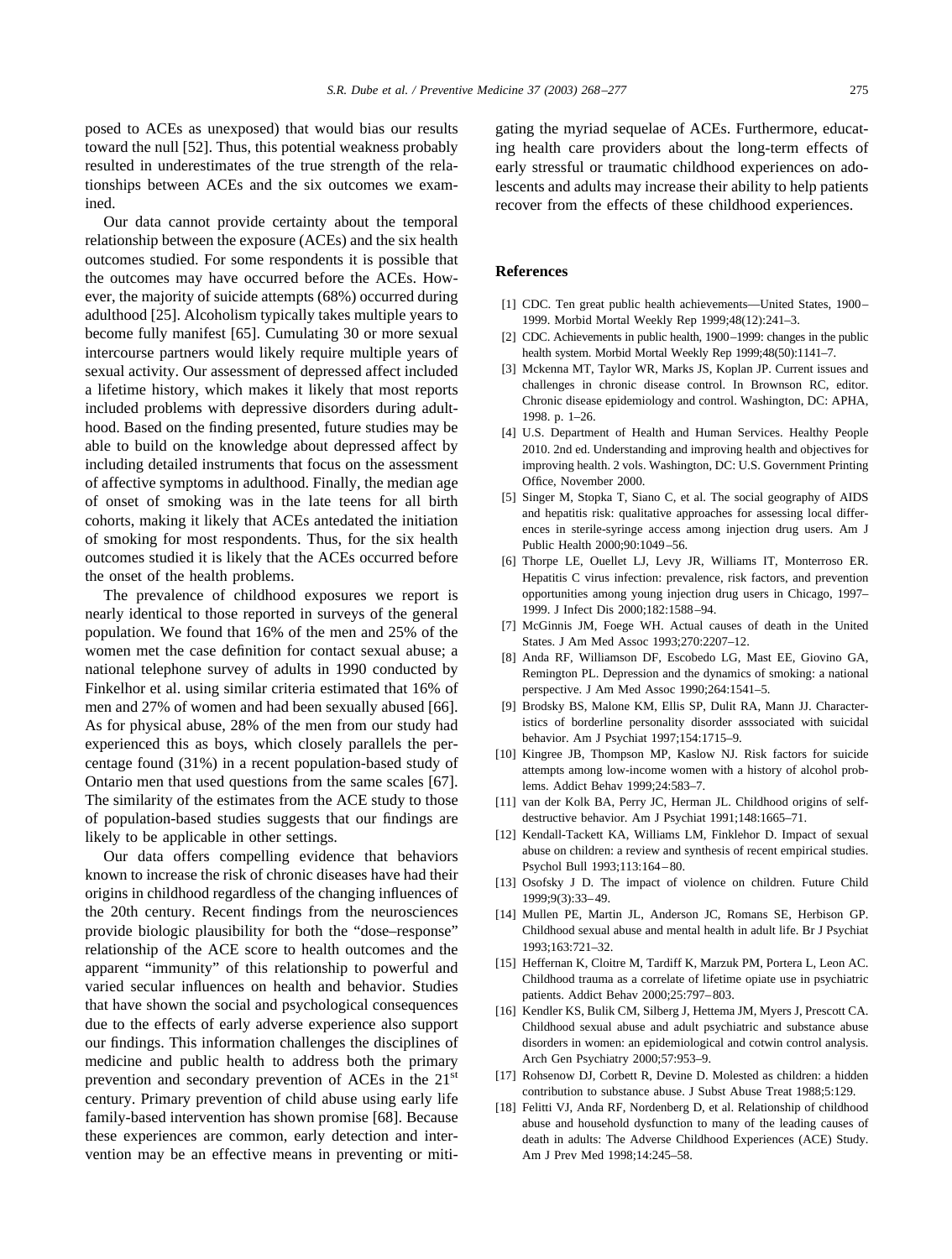posed to ACEs as unexposed) that would bias our results toward the null [52]. Thus, this potential weakness probably resulted in underestimates of the true strength of the relationships between ACEs and the six outcomes we examined.

Our data cannot provide certainty about the temporal relationship between the exposure (ACEs) and the six health outcomes studied. For some respondents it is possible that the outcomes may have occurred before the ACEs. However, the majority of suicide attempts (68%) occurred during adulthood [25]. Alcoholism typically takes multiple years to become fully manifest [65]. Cumulating 30 or more sexual intercourse partners would likely require multiple years of sexual activity. Our assessment of depressed affect included a lifetime history, which makes it likely that most reports included problems with depressive disorders during adulthood. Based on the finding presented, future studies may be able to build on the knowledge about depressed affect by including detailed instruments that focus on the assessment of affective symptoms in adulthood. Finally, the median age of onset of smoking was in the late teens for all birth cohorts, making it likely that ACEs antedated the initiation of smoking for most respondents. Thus, for the six health outcomes studied it is likely that the ACEs occurred before the onset of the health problems.

The prevalence of childhood exposures we report is nearly identical to those reported in surveys of the general population. We found that 16% of the men and 25% of the women met the case definition for contact sexual abuse; a national telephone survey of adults in 1990 conducted by Finkelhor et al. using similar criteria estimated that 16% of men and 27% of women and had been sexually abused [66]. As for physical abuse, 28% of the men from our study had experienced this as boys, which closely parallels the percentage found (31%) in a recent population-based study of Ontario men that used questions from the same scales [67]. The similarity of the estimates from the ACE study to those of population-based studies suggests that our findings are likely to be applicable in other settings.

Our data offers compelling evidence that behaviors known to increase the risk of chronic diseases have had their origins in childhood regardless of the changing influences of the 20th century. Recent findings from the neurosciences provide biologic plausibility for both the "dose–response" relationship of the ACE score to health outcomes and the apparent "immunity" of this relationship to powerful and varied secular influences on health and behavior. Studies that have shown the social and psychological consequences due to the effects of early adverse experience also support our findings. This information challenges the disciplines of medicine and public health to address both the primary prevention and secondary prevention of ACEs in the 21st century. Primary prevention of child abuse using early life family-based intervention has shown promise [68]. Because these experiences are common, early detection and intervention may be an effective means in preventing or mitigating the myriad sequelae of ACEs. Furthermore, educating health care providers about the long-term effects of early stressful or traumatic childhood experiences on adolescents and adults may increase their ability to help patients recover from the effects of these childhood experiences.

## References

[1] CDC. Ten great public health achievements—United States, 1900–1999. Morbid Mortal Weekly Rep 1999;48(12):241–3.

[2] CDC. Achievements in public health, 1900–1999: changes in the public health system. Morbid Mortal Weekly Rep 1999;48(50):1141–7.

[3] Mckenna MT, Taylor WR, Marks JS, Koplan JP. Current issues and challenges in chronic disease control. In Brownson RC, editor. Chronic disease epidemiology and control. Washington, DC: APHA, 1998. p. 1–26.

[4] U.S. Department of Health and Human Services. Healthy People 2010. 2nd ed. Understanding and improving health and objectives for improving health. 2 vols. Washington, DC: U.S. Government Printing Office, November 2000.

[5] Singer M, Stopka T, Siano C, et al. The social geography of AIDS and hepatitis risk: qualitative approaches for assessing local differences in sterile-syringe access among injection drug users. Am J Public Health 2000;90:1049–56.

[6] Thorpe LE, Ouellet LJ, Levy JR, Williams IT, Monterroso ER. Hepatitis C virus infection: prevalence, risk factors, and prevention opportunities among young injection drug users in Chicago, 1997–1999. J Infect Dis 2000;182:1588–94.

[7] McGinnis JM, Foege WH. Actual causes of death in the United States. J Am Med Assoc 1993;270:2207–12.

[8] Anda RF, Williamson DF, Escobedo LG, Mast EE, Giovino GA, Remington PL. Depression and the dynamics of smoking: a national perspective. J Am Med Assoc 1990;264:1541–5.

[9] Brodsky BS, Malone KM, Ellis SP, Dulit RA, Mann JJ. Characteristics of borderline personality disorder asssociated with suicidal behavior. Am J Psychiat 1997;154:1715–9.

[10] Kingree JB, Thompson MP, Kaslow NJ. Risk factors for suicide attempts among low-income women with a history of alcohol problems. Addict Behav 1999;24:583–7.

[11] van der Kolk BA, Perry JC, Herman JL. Childhood origins of self-destructive behavior. Am J Psychiat 1991;148:1665–71.

[12] Kendall-Tackett KA, Williams LM, Finklehor D. Impact of sexual abuse on children: a review and synthesis of recent empirical studies. Psychol Bull 1993;113:164–80.

[13] Osofsky J D. The impact of violence on children. Future Child 1999;9(3):33–49.

[14] Mullen PE, Martin JL, Anderson JC, Romans SE, Herbison GP. Childhood sexual abuse and mental health in adult life. Br J Psychiat 1993;163:721–32.

[15] Heffernan K, Cloitre M, Tardiff K, Marzuk PM, Portera L, Leon AC. Childhood trauma as a correlate of lifetime opiate use in psychiatric patients. Addict Behav 2000;25:797–803.

[16] Kendler KS, Bulik CM, Silberg J, Hettema JM, Myers J, Prescott CA. Childhood sexual abuse and adult psychiatric and substance abuse disorders in women: an epidemiological and cotwin control analysis. Arch Gen Psychiatry 2000;57:953–9.

[17] Rohsenow DJ, Corbett R, Devine D. Molested as children: a hidden contribution to substance abuse. J Subst Abuse Treat 1988;5:129.

[18] Felitti VJ, Anda RF, Nordenberg D, et al. Relationship of childhood abuse and household dysfunction to many of the leading causes of death in adults: The Adverse Childhood Experiences (ACE) Study. Am J Prev Med 1998;14:245–58.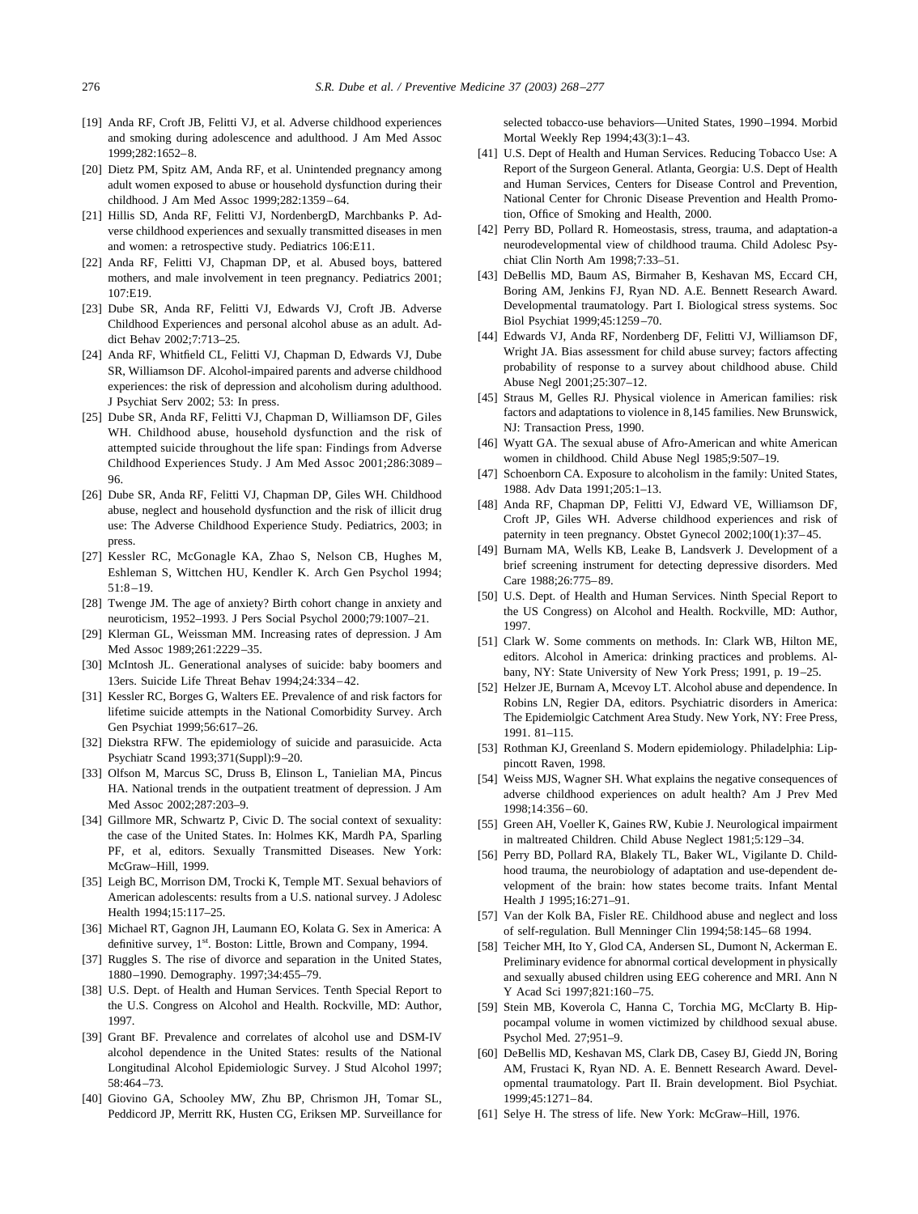[19] Anda RF, Croft JB, Felitti VJ, et al. Adverse childhood experiences and smoking during adolescence and adulthood. J Am Med Assoc 1999;282:1652–8.

[20] Dietz PM, Spitz AM, Anda RF, et al. Unintended pregnancy among adult women exposed to abuse or household dysfunction during their childhood. J Am Med Assoc 1999;282:1359–64.

[21] Hillis SD, Anda RF, Felitti VJ, NordenbergD, Marchbanks P. Adverse childhood experiences and sexually transmitted diseases in men and women: a retrospective study. Pediatrics 106:E11.

[22] Anda RF, Felitti VJ, Chapman DP, et al. Abused boys, battered mothers, and male involvement in teen pregnancy. Pediatrics 2001; 107:E19.

[23] Dube SR, Anda RF, Felitti VJ, Edwards VJ, Croft JB. Adverse Childhood Experiences and personal alcohol abuse as an adult. Addict Behav 2002;7:713–25.

[24] Anda RF, Whitfield CL, Felitti VJ, Chapman D, Edwards VJ, Dube SR, Williamson DF. Alcohol-impaired parents and adverse childhood experiences: the risk of depression and alcoholism during adulthood. J Psychiat Serv 2002; 53: In press.

[25] Dube SR, Anda RF, Felitti VJ, Chapman D, Williamson DF, Giles WH. Childhood abuse, household dysfunction and the risk of attempted suicide throughout the life span: Findings from Adverse Childhood Experiences Study. J Am Med Assoc 2001;286:3089–96.

[26] Dube SR, Anda RF, Felitti VJ, Chapman DP, Giles WH. Childhood abuse, neglect and household dysfunction and the risk of illicit drug use: The Adverse Childhood Experience Study. Pediatrics, 2003; in press.

[27] Kessler RC, McGonagle KA, Zhao S, Nelson CB, Hughes M, Eshleman S, Wittchen HU, Kendler K. Arch Gen Psychol 1994; 51:8–19.

[28] Twenge JM. The age of anxiety? Birth cohort change in anxiety and neuroticism, 1952–1993. J Pers Social Psychol 2000;79:1007–21.

[29] Klerman GL, Weissman MM. Increasing rates of depression. J Am Med Assoc 1989;261:2229–35.

[30] McIntosh JL. Generational analyses of suicide: baby boomers and 13ers. Suicide Life Threat Behav 1994;24:334–42.

[31] Kessler RC, Borges G, Walters EE. Prevalence of and risk factors for lifetime suicide attempts in the National Comorbidity Survey. Arch Gen Psychiat 1999;56:617–26.

[32] Diekstra RFW. The epidemiology of suicide and parasuicide. Acta Psychiatr Scand 1993;371(Suppl):9–20.

[33] Olfson M, Marcus SC, Druss B, Elinson L, Tanielian MA, Pincus HA. National trends in the outpatient treatment of depression. J Am Med Assoc 2002;287:203–9.

[34] Gillmore MR, Schwartz P, Civic D. The social context of sexuality: the case of the United States. In: Holmes KK, Mardh PA, Sparling PF, et al, editors. Sexually Transmitted Diseases. New York: McGraw–Hill, 1999.

[35] Leigh BC, Morrison DM, Trocki K, Temple MT. Sexual behaviors of American adolescents: results from a U.S. national survey. J Adolesc Health 1994;15:117–25.

[36] Michael RT, Gagnon JH, Laumann EO, Kolata G. Sex in America: A definitive survey, 1st. Boston: Little, Brown and Company, 1994.

[37] Ruggles S. The rise of divorce and separation in the United States, 1880–1990. Demography. 1997;34:455–79.

[38] U.S. Dept. of Health and Human Services. Tenth Special Report to the U.S. Congress on Alcohol and Health. Rockville, MD: Author, 1997.

[39] Grant BF. Prevalence and correlates of alcohol use and DSM-IV alcohol dependence in the United States: results of the National Longitudinal Alcohol Epidemiologic Survey. J Stud Alcohol 1997; 58:464–73.

[40] Giovino GA, Schooley MW, Zhu BP, Chrismon JH, Tomar SL, Peddicord JP, Merritt RK, Husten CG, Eriksen MP. Surveillance for selected tobacco-use behaviors—United States, 1990–1994. Morbid Mortal Weekly Rep 1994;43(3):1–43.

[41] U.S. Dept of Health and Human Services. Reducing Tobacco Use: A Report of the Surgeon General. Atlanta, Georgia: U.S. Dept of Health and Human Services, Centers for Disease Control and Prevention, National Center for Chronic Disease Prevention and Health Promotion, Office of Smoking and Health, 2000.

[42] Perry BD, Pollard R. Homeostasis, stress, trauma, and adaptation-a neurodevelopmental view of childhood trauma. Child Adolesc Psychiat Clin North Am 1998;7:33–51.

[43] DeBellis MD, Baum AS, Birmaher B, Keshavan MS, Eccard CH, Boring AM, Jenkins FJ, Ryan ND. A.E. Bennett Research Award. Developmental traumatology. Part I. Biological stress systems. Soc Biol Psychiat 1999;45:1259–70.

[44] Edwards VJ, Anda RF, Nordenberg DF, Felitti VJ, Williamson DF, Wright JA. Bias assessment for child abuse survey; factors affecting probability of response to a survey about childhood abuse. Child Abuse Negl 2001;25:307–12.

[45] Straus M, Gelles RJ. Physical violence in American families: risk factors and adaptations to violence in 8,145 families. New Brunswick, NJ: Transaction Press, 1990.

[46] Wyatt GA. The sexual abuse of Afro-American and white American women in childhood. Child Abuse Negl 1985;9:507–19.

[47] Schoenborn CA. Exposure to alcoholism in the family: United States, 1988. Adv Data 1991;205:1–13.

[48] Anda RF, Chapman DP, Felitti VJ, Edward VE, Williamson DF, Croft JP, Giles WH. Adverse childhood experiences and risk of paternity in teen pregnancy. Obstet Gynecol 2002;100(1):37–45.

[49] Burnam MA, Wells KB, Leake B, Landsverk J. Development of a brief screening instrument for detecting depressive disorders. Med Care 1988;26:775–89.

[50] U.S. Dept. of Health and Human Services. Ninth Special Report to the US Congress) on Alcohol and Health. Rockville, MD: Author, 1997.

[51] Clark W. Some comments on methods. In: Clark WB, Hilton ME, editors. Alcohol in America: drinking practices and problems. Albany, NY: State University of New York Press; 1991, p. 19–25.

[52] Helzer JE, Burnam A, Mcevoy LT. Alcohol abuse and dependence. In Robins LN, Regier DA, editors. Psychiatric disorders in America: The Epidemiolgic Catchment Area Study. New York, NY: Free Press, 1991. 81–115.

[53] Rothman KJ, Greenland S. Modern epidemiology. Philadelphia: Lippincott Raven, 1998.

[54] Weiss MJS, Wagner SH. What explains the negative consequences of adverse childhood experiences on adult health? Am J Prev Med 1998;14:356–60.

[55] Green AH, Voeller K, Gaines RW, Kubie J. Neurological impairment in maltreated Children. Child Abuse Neglect 1981;5:129–34.

[56] Perry BD, Pollard RA, Blakely TL, Baker WL, Vigilante D. Childhood trauma, the neurobiology of adaptation and use-dependent development of the brain: how states become traits. Infant Mental Health J 1995;16:271–91.

[57] Van der Kolk BA, Fisler RE. Childhood abuse and neglect and loss of self-regulation. Bull Menninger Clin 1994;58:145–68 1994.

[58] Teicher MH, Ito Y, Glod CA, Andersen SL, Dumont N, Ackerman E. Preliminary evidence for abnormal cortical development in physically and sexually abused children using EEG coherence and MRI. Ann N Y Acad Sci 1997;821:160–75.

[59] Stein MB, Koverola C, Hanna C, Torchia MG, McClarty B. Hippocampal volume in women victimized by childhood sexual abuse. Psychol Med. 27;951–9.

[60] DeBellis MD, Keshavan MS, Clark DB, Casey BJ, Giedd JN, Boring AM, Frustaci K, Ryan ND. A. E. Bennett Research Award. Developmental traumatology. Part II. Brain development. Biol Psychiat. 1999;45:1271–84.

[61] Selye H. The stress of life. New York: McGraw–Hill, 1976.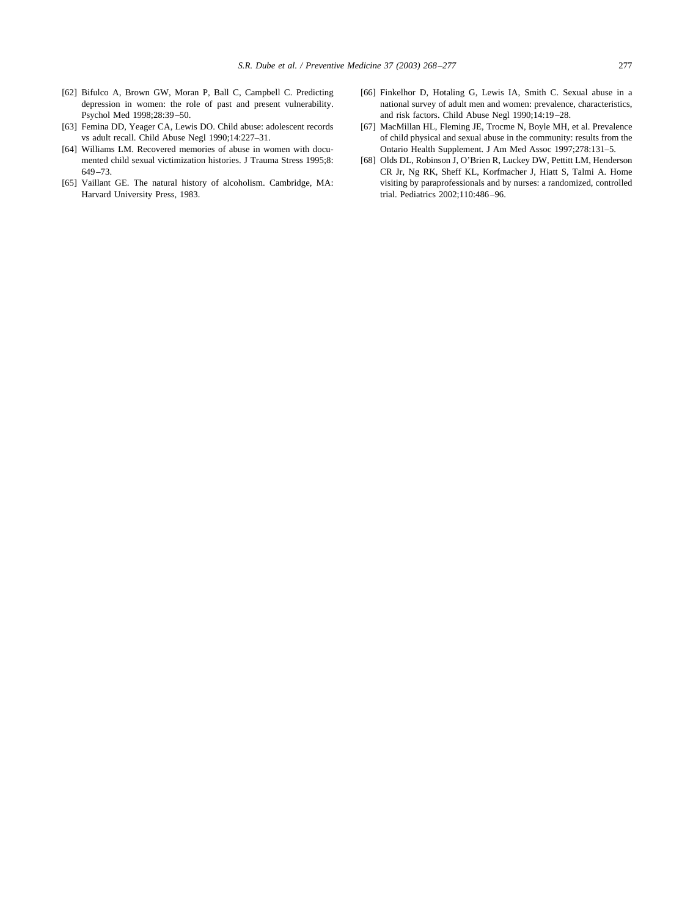[62] Bifulco A, Brown GW, Moran P, Ball C, Campbell C. Predicting depression in women: the role of past and present vulnerability. Psychol Med 1998;28:39–50.

[63] Femina DD, Yeager CA, Lewis DO. Child abuse: adolescent records vs adult recall. Child Abuse Negl 1990;14:227–31.

[64] Williams LM. Recovered memories of abuse in women with documented child sexual victimization histories. J Trauma Stress 1995;8: 649–73.

[65] Vaillant GE. The natural history of alcoholism. Cambridge, MA: Harvard University Press, 1983.

[66] Finkelhor D, Hotaling G, Lewis IA, Smith C. Sexual abuse in a national survey of adult men and women: prevalence, characteristics, and risk factors. Child Abuse Negl 1990;14:19–28.

[67] MacMillan HL, Fleming JE, Trocme N, Boyle MH, et al. Prevalence of child physical and sexual abuse in the community: results from the Ontario Health Supplement. J Am Med Assoc 1997;278:131–5.

[68] Olds DL, Robinson J, O'Brien R, Luckey DW, Pettitt LM, Henderson CR Jr, Ng RK, Sheff KL, Korfmacher J, Hiatt S, Talmi A. Home visiting by paraprofessionals and by nurses: a randomized, controlled trial. Pediatrics 2002;110:486–96.